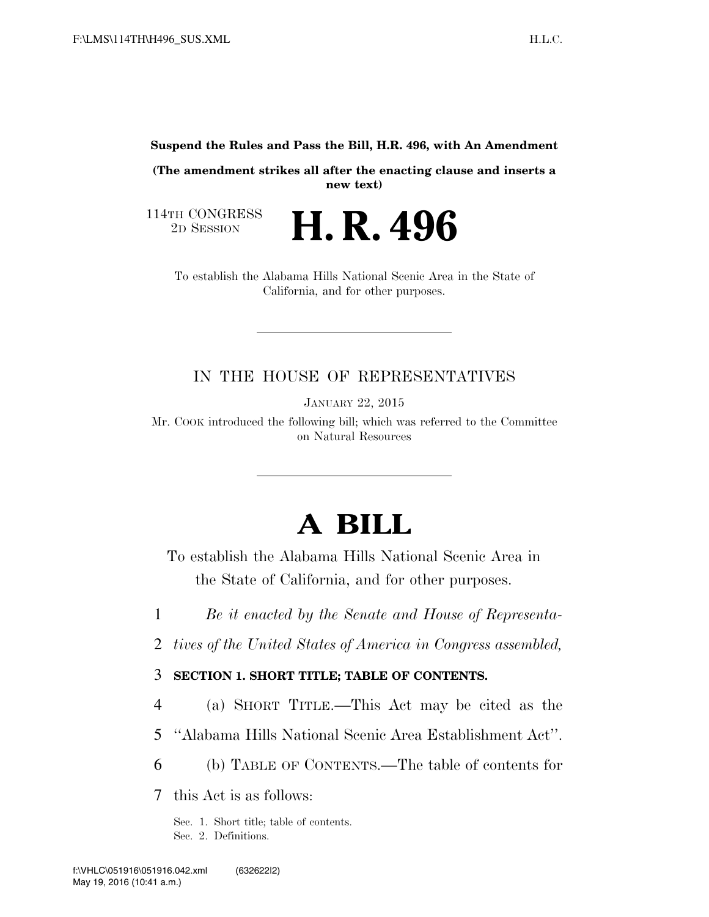**Suspend the Rules and Pass the Bill, H.R. 496, with An Amendment**

**(The amendment strikes all after the enacting clause and inserts a new text)**

114TH CONGRESS
2D SESSION

# H. R. 496

To establish the Alabama Hills National Scenic Area in the State of California, and for other purposes.

---

IN THE HOUSE OF REPRESENTATIVES

JANUARY 22, 2015

Mr. COOK introduced the following bill; which was referred to the Committee on Natural Resources

---

# A BILL

To establish the Alabama Hills National Scenic Area in the State of California, and for other purposes.

1 *Be it enacted by the Senate and House of Representa-*
2 *tives of the United States of America in Congress assembled,*

3 **SECTION 1. SHORT TITLE; TABLE OF CONTENTS.**

4 (a) SHORT TITLE.—This Act may be cited as the
5 ''Alabama Hills National Scenic Area Establishment Act''.
6 (b) TABLE OF CONTENTS.—The table of contents for
7 this Act is as follows:

Sec. 1. Short title; table of contents.
Sec. 2. Definitions.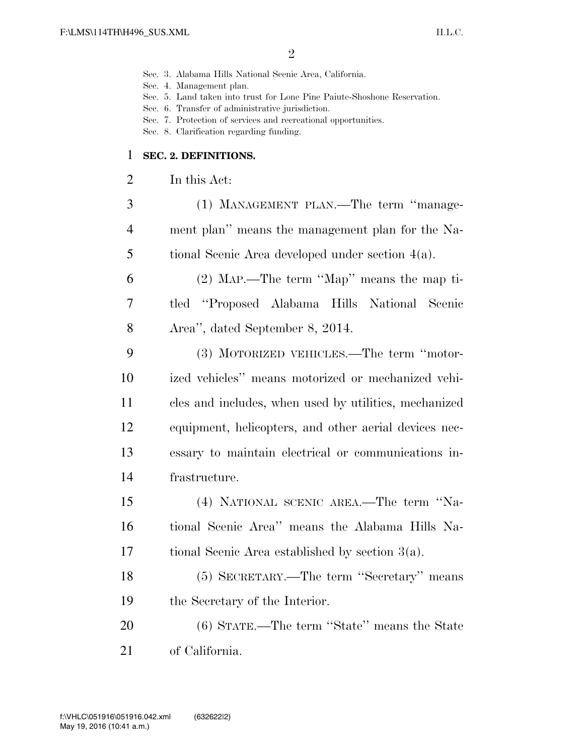Sec. 3. Alabama Hills National Scenic Area, California.
Sec. 4. Management plan.
Sec. 5. Land taken into trust for Lone Pine Paiute-Shoshone Reservation.
Sec. 6. Transfer of administrative jurisdiction.
Sec. 7. Protection of services and recreational opportunities.
Sec. 8. Clarification regarding funding.

**SEC. 2. DEFINITIONS.**

In this Act:

(1) MANAGEMENT PLAN.—The term "management plan" means the management plan for the National Scenic Area developed under section 4(a).

(2) MAP.—The term "Map" means the map titled "Proposed Alabama Hills National Scenic Area", dated September 8, 2014.

(3) MOTORIZED VEHICLES.—The term "motorized vehicles" means motorized or mechanized vehicles and includes, when used by utilities, mechanized equipment, helicopters, and other aerial devices necessary to maintain electrical or communications infrastructure.

(4) NATIONAL SCENIC AREA.—The term "National Scenic Area" means the Alabama Hills National Scenic Area established by section 3(a).

(5) SECRETARY.—The term "Secretary" means the Secretary of the Interior.

(6) STATE.—The term "State" means the State of California.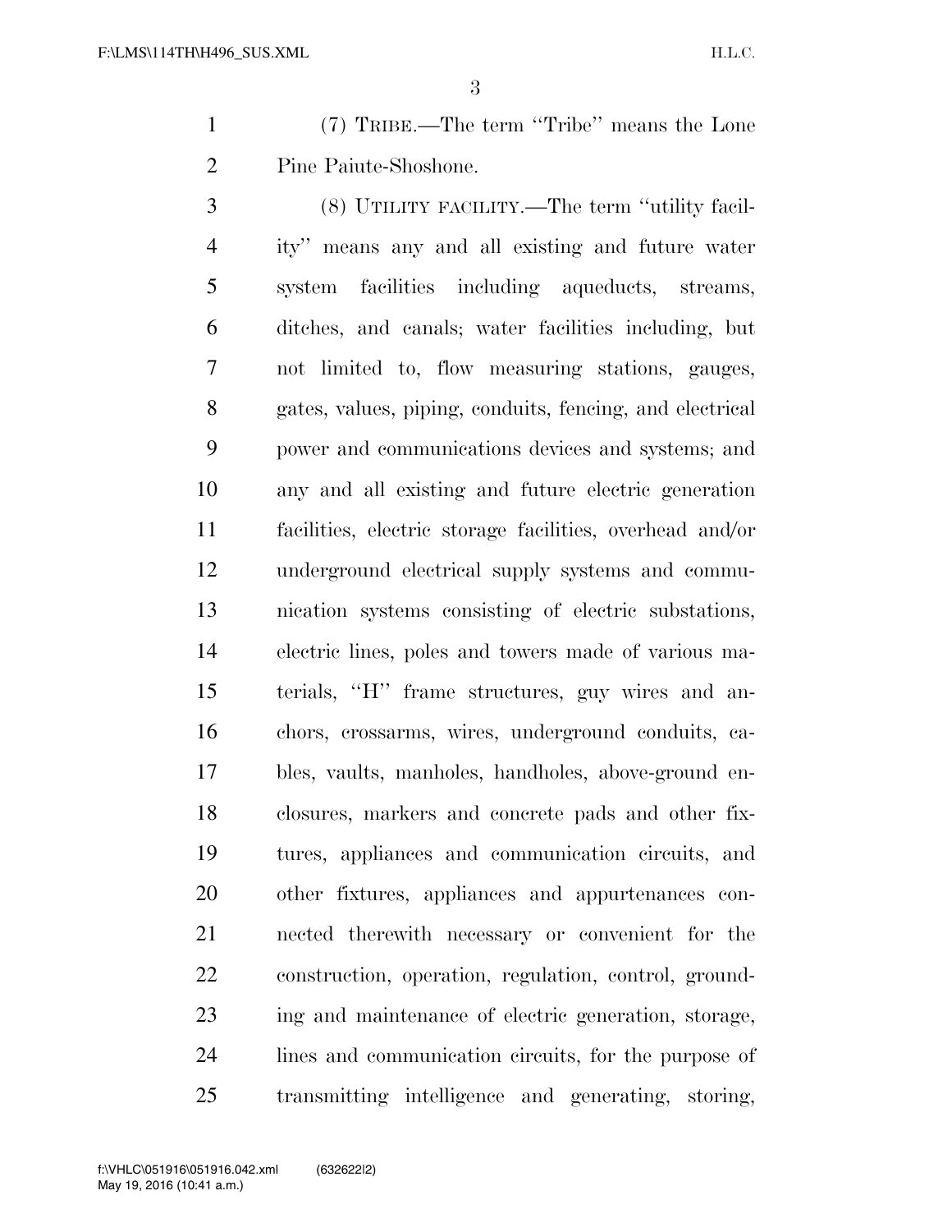(7) TRIBE.—The term ''Tribe'' means the Lone Pine Paiute-Shoshone.

(8) UTILITY FACILITY.—The term ''utility facility'' means any and all existing and future water system facilities including aqueducts, streams, ditches, and canals; water facilities including, but not limited to, flow measuring stations, gauges, gates, values, piping, conduits, fencing, and electrical power and communications devices and systems; and any and all existing and future electric generation facilities, electric storage facilities, overhead and/or underground electrical supply systems and communication systems consisting of electric substations, electric lines, poles and towers made of various materials, ''H'' frame structures, guy wires and anchors, crossarms, wires, underground conduits, cables, vaults, manholes, handholes, above-ground enclosures, markers and concrete pads and other fixtures, appliances and communication circuits, and other fixtures, appliances and appurtenances connected therewith necessary or convenient for the construction, operation, regulation, control, grounding and maintenance of electric generation, storage, lines and communication circuits, for the purpose of transmitting intelligence and generating, storing,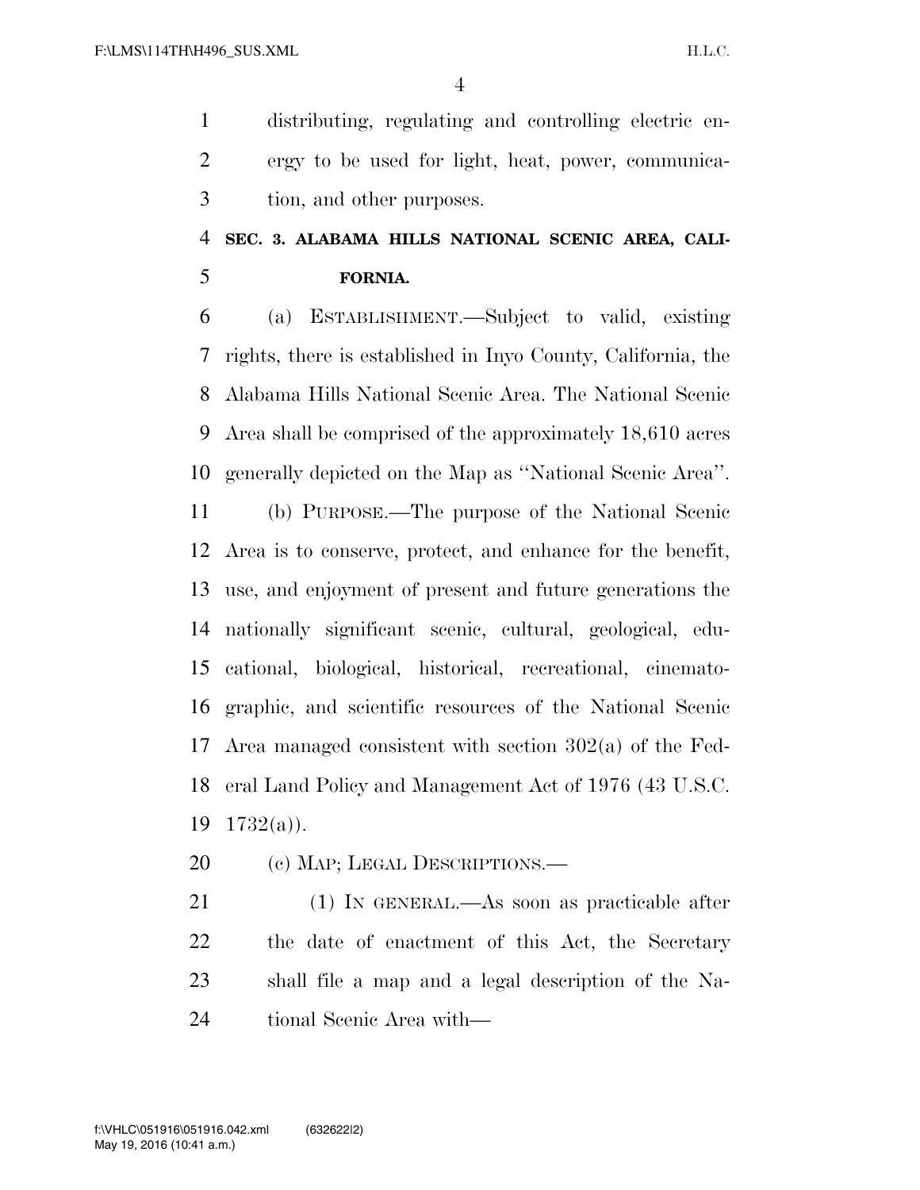distributing, regulating and controlling electric energy to be used for light, heat, power, communication, and other purposes.

## SEC. 3. ALABAMA HILLS NATIONAL SCENIC AREA, CALIFORNIA.

(a) ESTABLISHMENT.—Subject to valid, existing rights, there is established in Inyo County, California, the Alabama Hills National Scenic Area. The National Scenic Area shall be comprised of the approximately 18,610 acres generally depicted on the Map as ''National Scenic Area''.

(b) PURPOSE.—The purpose of the National Scenic Area is to conserve, protect, and enhance for the benefit, use, and enjoyment of present and future generations the nationally significant scenic, cultural, geological, educational, biological, historical, recreational, cinematographic, and scientific resources of the National Scenic Area managed consistent with section 302(a) of the Federal Land Policy and Management Act of 1976 (43 U.S.C. 1732(a)).

(c) MAP; LEGAL DESCRIPTIONS.—

(1) IN GENERAL.—As soon as practicable after the date of enactment of this Act, the Secretary shall file a map and a legal description of the National Scenic Area with—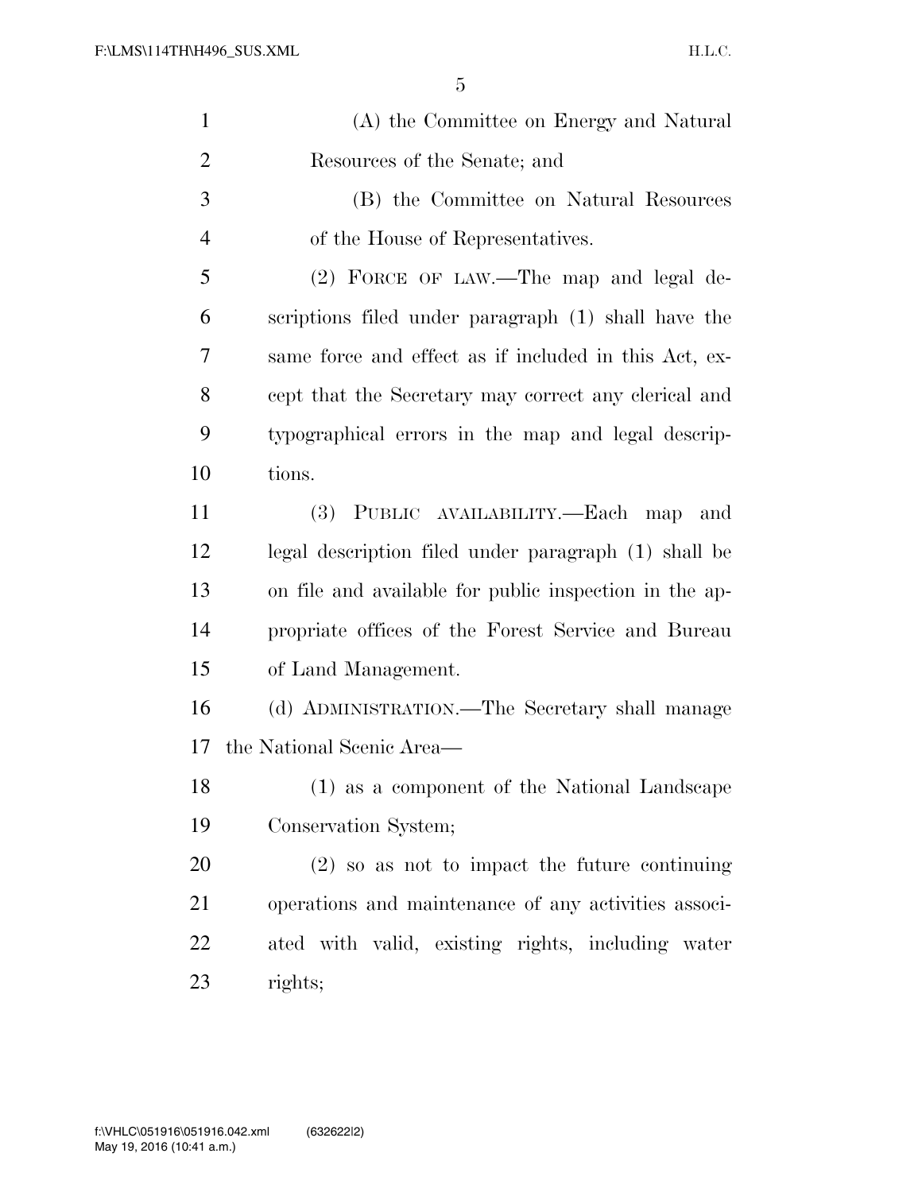(A) the Committee on Energy and Natural Resources of the Senate; and

(B) the Committee on Natural Resources of the House of Representatives.

(2) FORCE OF LAW.—The map and legal descriptions filed under paragraph (1) shall have the same force and effect as if included in this Act, except that the Secretary may correct any clerical and typographical errors in the map and legal descriptions.

(3) PUBLIC AVAILABILITY.—Each map and legal description filed under paragraph (1) shall be on file and available for public inspection in the appropriate offices of the Forest Service and Bureau of Land Management.

(d) ADMINISTRATION.—The Secretary shall manage the National Scenic Area—

(1) as a component of the National Landscape Conservation System;

(2) so as not to impact the future continuing operations and maintenance of any activities associated with valid, existing rights, including water rights;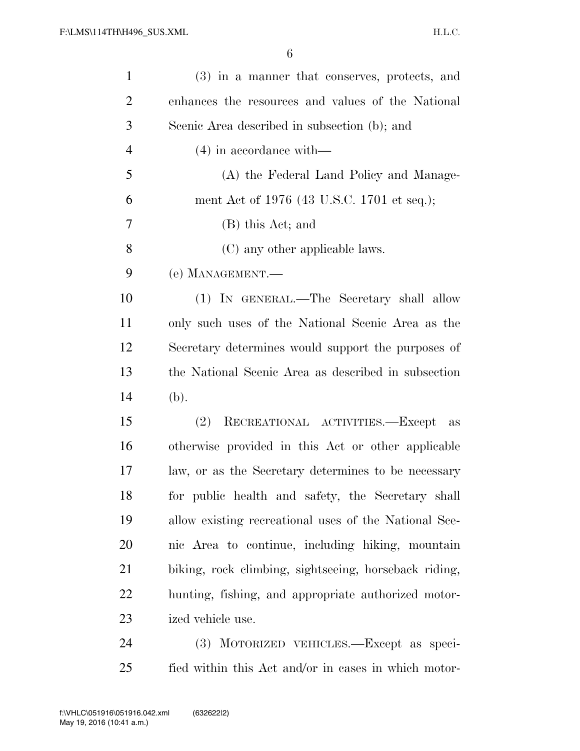(3) in a manner that conserves, protects, and enhances the resources and values of the National Scenic Area described in subsection (b); and

(4) in accordance with—

(A) the Federal Land Policy and Management Act of 1976 (43 U.S.C. 1701 et seq.);

(B) this Act; and

(C) any other applicable laws.

(e) MANAGEMENT.—

(1) IN GENERAL.—The Secretary shall allow only such uses of the National Scenic Area as the Secretary determines would support the purposes of the National Scenic Area as described in subsection (b).

(2) RECREATIONAL ACTIVITIES.—Except as otherwise provided in this Act or other applicable law, or as the Secretary determines to be necessary for public health and safety, the Secretary shall allow existing recreational uses of the National Scenic Area to continue, including hiking, mountain biking, rock climbing, sightseeing, horseback riding, hunting, fishing, and appropriate authorized motorized vehicle use.

(3) MOTORIZED VEHICLES.—Except as specified within this Act and/or in cases in which motor-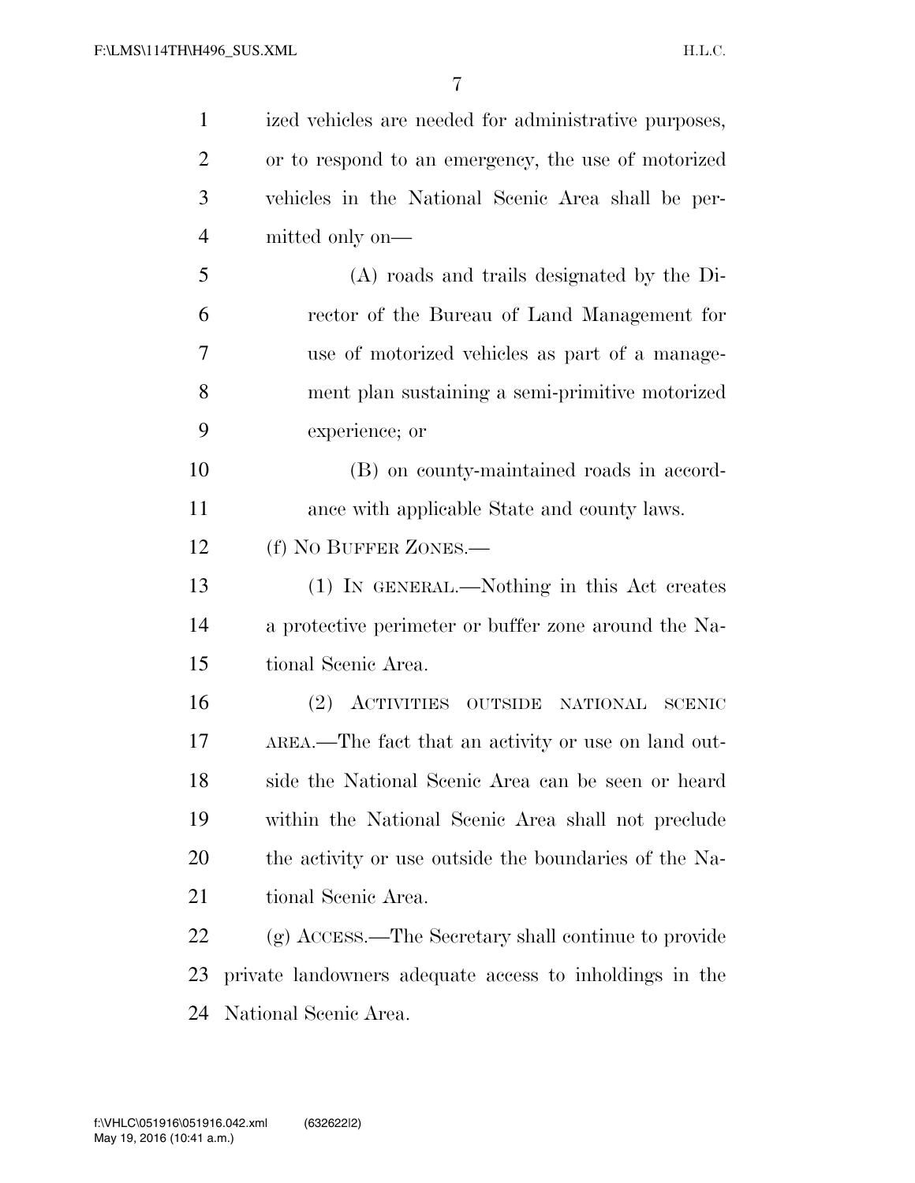ized vehicles are needed for administrative purposes, or to respond to an emergency, the use of motorized vehicles in the National Scenic Area shall be permitted only on—

(A) roads and trails designated by the Director of the Bureau of Land Management for use of motorized vehicles as part of a management plan sustaining a semi-primitive motorized experience; or

(B) on county-maintained roads in accordance with applicable State and county laws.

(f) NO BUFFER ZONES.—

(1) IN GENERAL.—Nothing in this Act creates a protective perimeter or buffer zone around the National Scenic Area.

(2) ACTIVITIES OUTSIDE NATIONAL SCENIC AREA.—The fact that an activity or use on land outside the National Scenic Area can be seen or heard within the National Scenic Area shall not preclude the activity or use outside the boundaries of the National Scenic Area.

(g) ACCESS.—The Secretary shall continue to provide private landowners adequate access to inholdings in the National Scenic Area.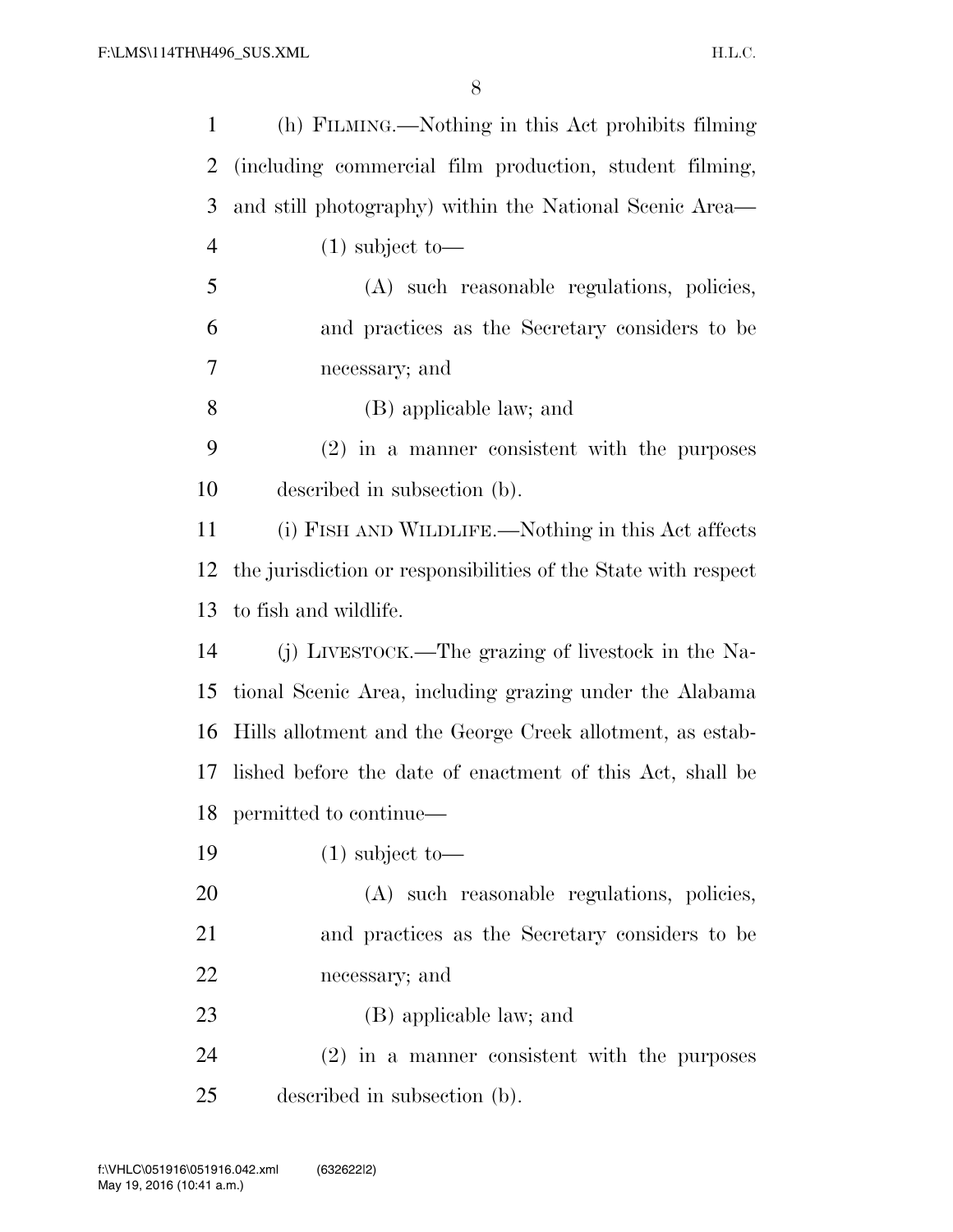(h) FILMING.—Nothing in this Act prohibits filming (including commercial film production, student filming, and still photography) within the National Scenic Area—

(1) subject to—

(A) such reasonable regulations, policies, and practices as the Secretary considers to be necessary; and

(B) applicable law; and

(2) in a manner consistent with the purposes described in subsection (b).

(i) FISH AND WILDLIFE.—Nothing in this Act affects the jurisdiction or responsibilities of the State with respect to fish and wildlife.

(j) LIVESTOCK.—The grazing of livestock in the National Scenic Area, including grazing under the Alabama Hills allotment and the George Creek allotment, as established before the date of enactment of this Act, shall be permitted to continue—

(1) subject to—

(A) such reasonable regulations, policies, and practices as the Secretary considers to be necessary; and

(B) applicable law; and

(2) in a manner consistent with the purposes described in subsection (b).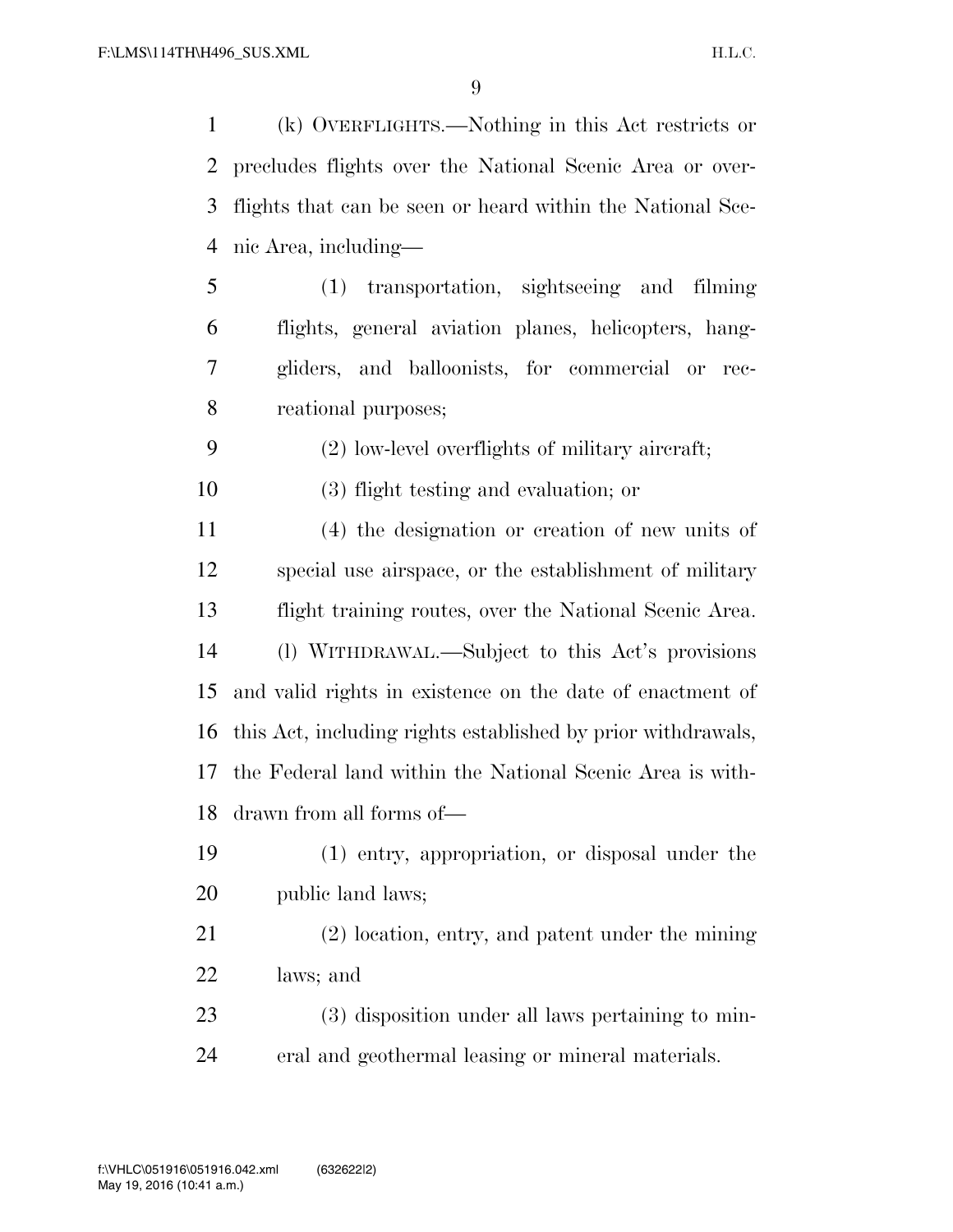(k) OVERFLIGHTS.—Nothing in this Act restricts or precludes flights over the National Scenic Area or overflights that can be seen or heard within the National Scenic Area, including—

(1) transportation, sightseeing and filming flights, general aviation planes, helicopters, hang-gliders, and balloonists, for commercial or recreational purposes;

(2) low-level overflights of military aircraft;

(3) flight testing and evaluation; or

(4) the designation or creation of new units of special use airspace, or the establishment of military flight training routes, over the National Scenic Area.

(l) WITHDRAWAL.—Subject to this Act's provisions and valid rights in existence on the date of enactment of this Act, including rights established by prior withdrawals, the Federal land within the National Scenic Area is withdrawn from all forms of—

(1) entry, appropriation, or disposal under the public land laws;

(2) location, entry, and patent under the mining laws; and

(3) disposition under all laws pertaining to mineral and geothermal leasing or mineral materials.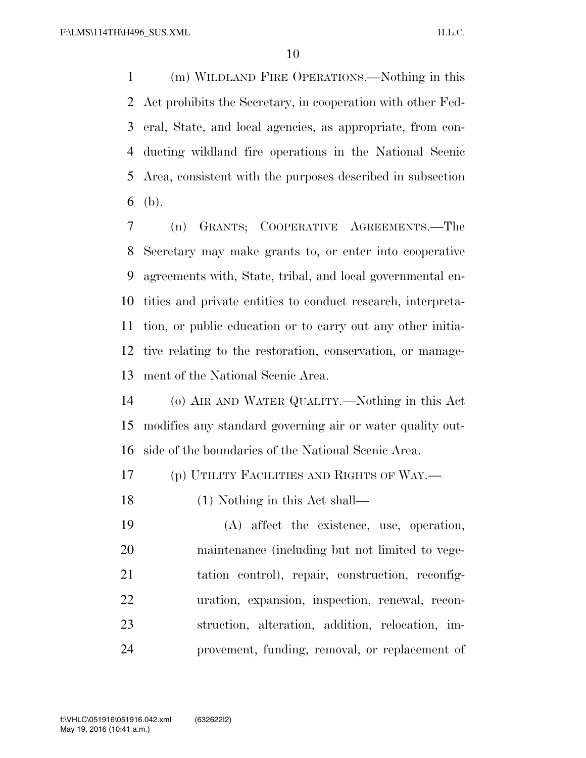(m) WILDLAND FIRE OPERATIONS.—Nothing in this Act prohibits the Secretary, in cooperation with other Federal, State, and local agencies, as appropriate, from conducting wildland fire operations in the National Scenic Area, consistent with the purposes described in subsection (b).

(n) GRANTS; COOPERATIVE AGREEMENTS.—The Secretary may make grants to, or enter into cooperative agreements with, State, tribal, and local governmental entities and private entities to conduct research, interpretation, or public education or to carry out any other initiative relating to the restoration, conservation, or management of the National Scenic Area.

(o) AIR AND WATER QUALITY.—Nothing in this Act modifies any standard governing air or water quality outside of the boundaries of the National Scenic Area.

(p) UTILITY FACILITIES AND RIGHTS OF WAY.—

(1) Nothing in this Act shall—

(A) affect the existence, use, operation, maintenance (including but not limited to vegetation control), repair, construction, reconfiguration, expansion, inspection, renewal, reconstruction, alteration, addition, relocation, improvement, funding, removal, or replacement of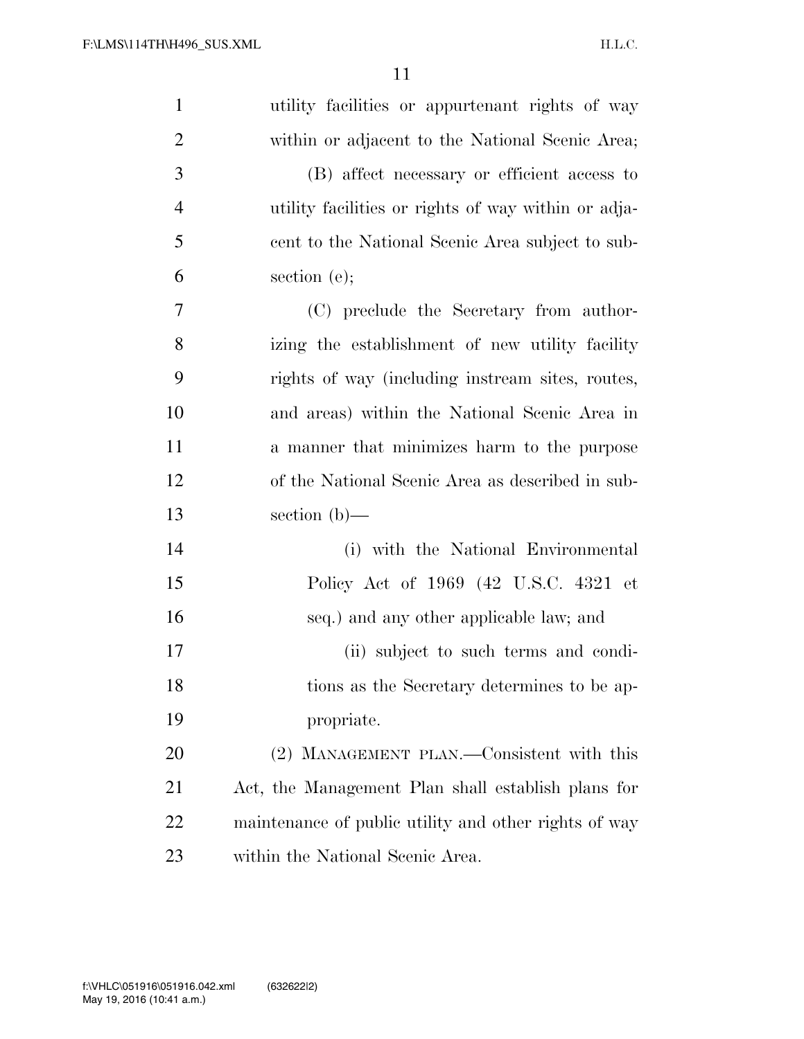utility facilities or appurtenant rights of way within or adjacent to the National Scenic Area;

(B) affect necessary or efficient access to utility facilities or rights of way within or adjacent to the National Scenic Area subject to subsection (e);

(C) preclude the Secretary from authorizing the establishment of new utility facility rights of way (including instream sites, routes, and areas) within the National Scenic Area in a manner that minimizes harm to the purpose of the National Scenic Area as described in subsection (b)—

(i) with the National Environmental Policy Act of 1969 (42 U.S.C. 4321 et seq.) and any other applicable law; and

(ii) subject to such terms and conditions as the Secretary determines to be appropriate.

(2) MANAGEMENT PLAN.—Consistent with this Act, the Management Plan shall establish plans for maintenance of public utility and other rights of way within the National Scenic Area.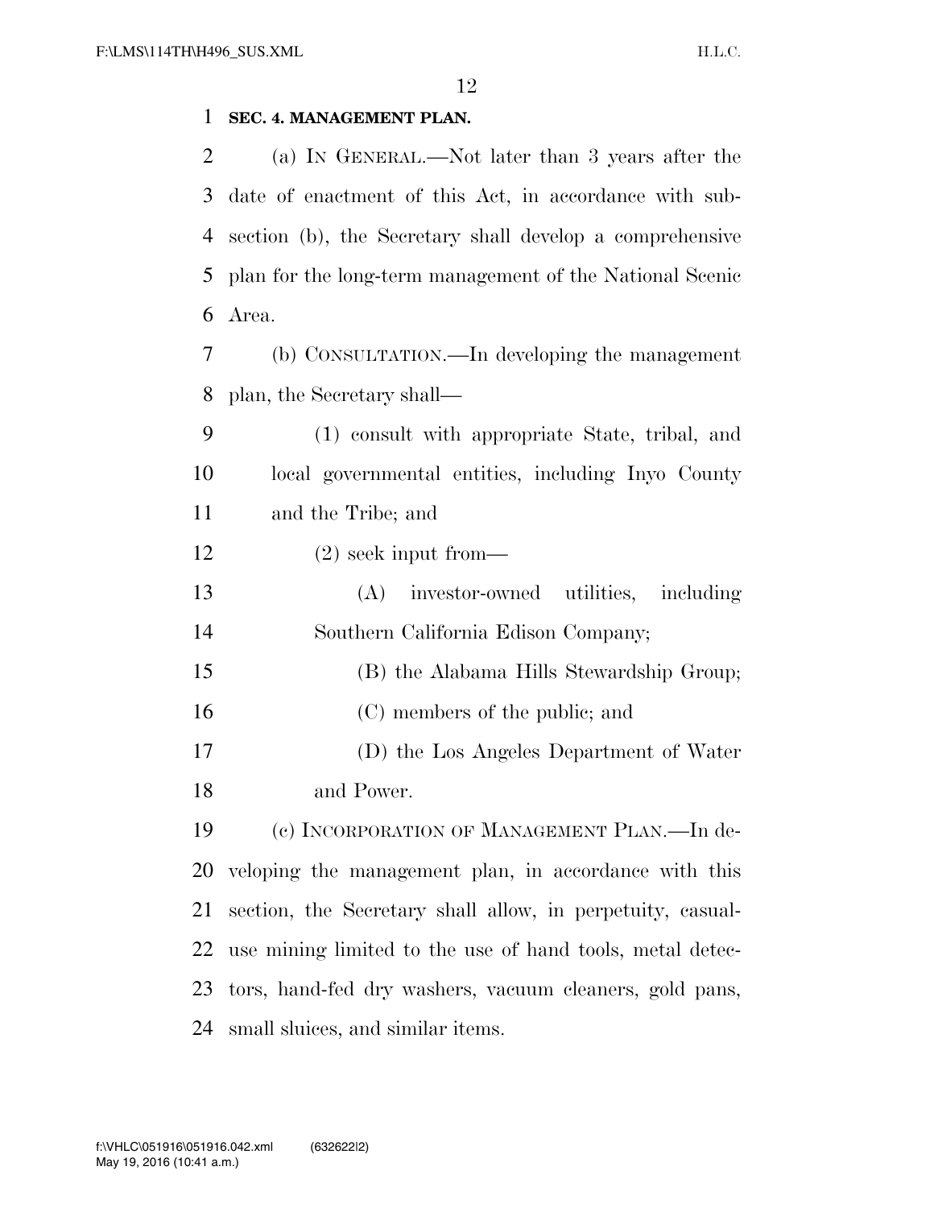## SEC. 4. MANAGEMENT PLAN.

(a) IN GENERAL.—Not later than 3 years after the date of enactment of this Act, in accordance with subsection (b), the Secretary shall develop a comprehensive plan for the long-term management of the National Scenic Area.

(b) CONSULTATION.—In developing the management plan, the Secretary shall—

(1) consult with appropriate State, tribal, and local governmental entities, including Inyo County and the Tribe; and

(2) seek input from—

(A) investor-owned utilities, including Southern California Edison Company;

(B) the Alabama Hills Stewardship Group;

(C) members of the public; and

(D) the Los Angeles Department of Water and Power.

(c) INCORPORATION OF MANAGEMENT PLAN.—In developing the management plan, in accordance with this section, the Secretary shall allow, in perpetuity, casual-use mining limited to the use of hand tools, metal detectors, hand-fed dry washers, vacuum cleaners, gold pans, small sluices, and similar items.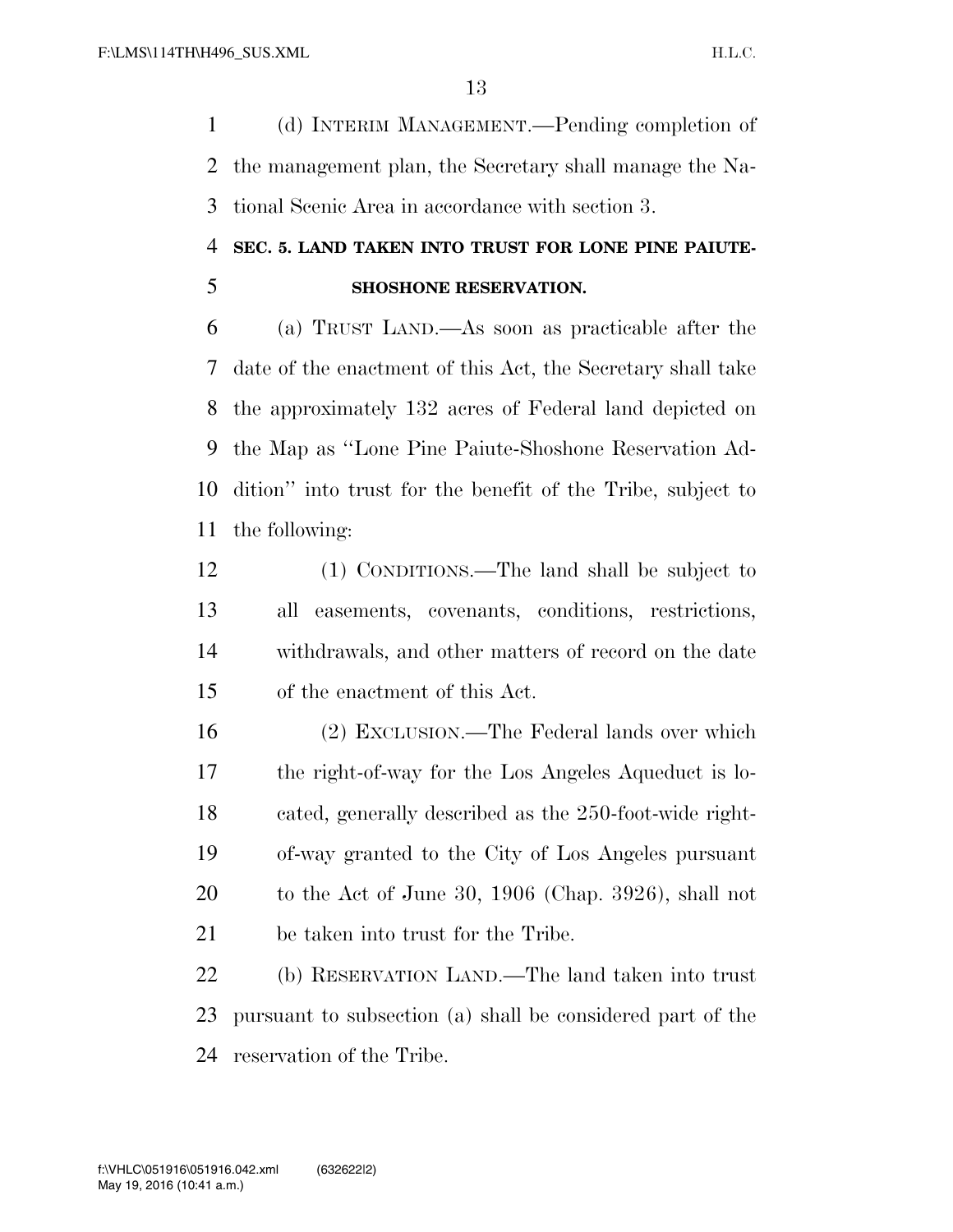(d) INTERIM MANAGEMENT.—Pending completion of the management plan, the Secretary shall manage the National Scenic Area in accordance with section 3.

## SEC. 5. LAND TAKEN INTO TRUST FOR LONE PINE PAIUTE-SHOSHONE RESERVATION.

(a) TRUST LAND.—As soon as practicable after the date of the enactment of this Act, the Secretary shall take the approximately 132 acres of Federal land depicted on the Map as ''Lone Pine Paiute-Shoshone Reservation Addition'' into trust for the benefit of the Tribe, subject to the following:

(1) CONDITIONS.—The land shall be subject to all easements, covenants, conditions, restrictions, withdrawals, and other matters of record on the date of the enactment of this Act.

(2) EXCLUSION.—The Federal lands over which the right-of-way for the Los Angeles Aqueduct is located, generally described as the 250-foot-wide right-of-way granted to the City of Los Angeles pursuant to the Act of June 30, 1906 (Chap. 3926), shall not be taken into trust for the Tribe.

(b) RESERVATION LAND.—The land taken into trust pursuant to subsection (a) shall be considered part of the reservation of the Tribe.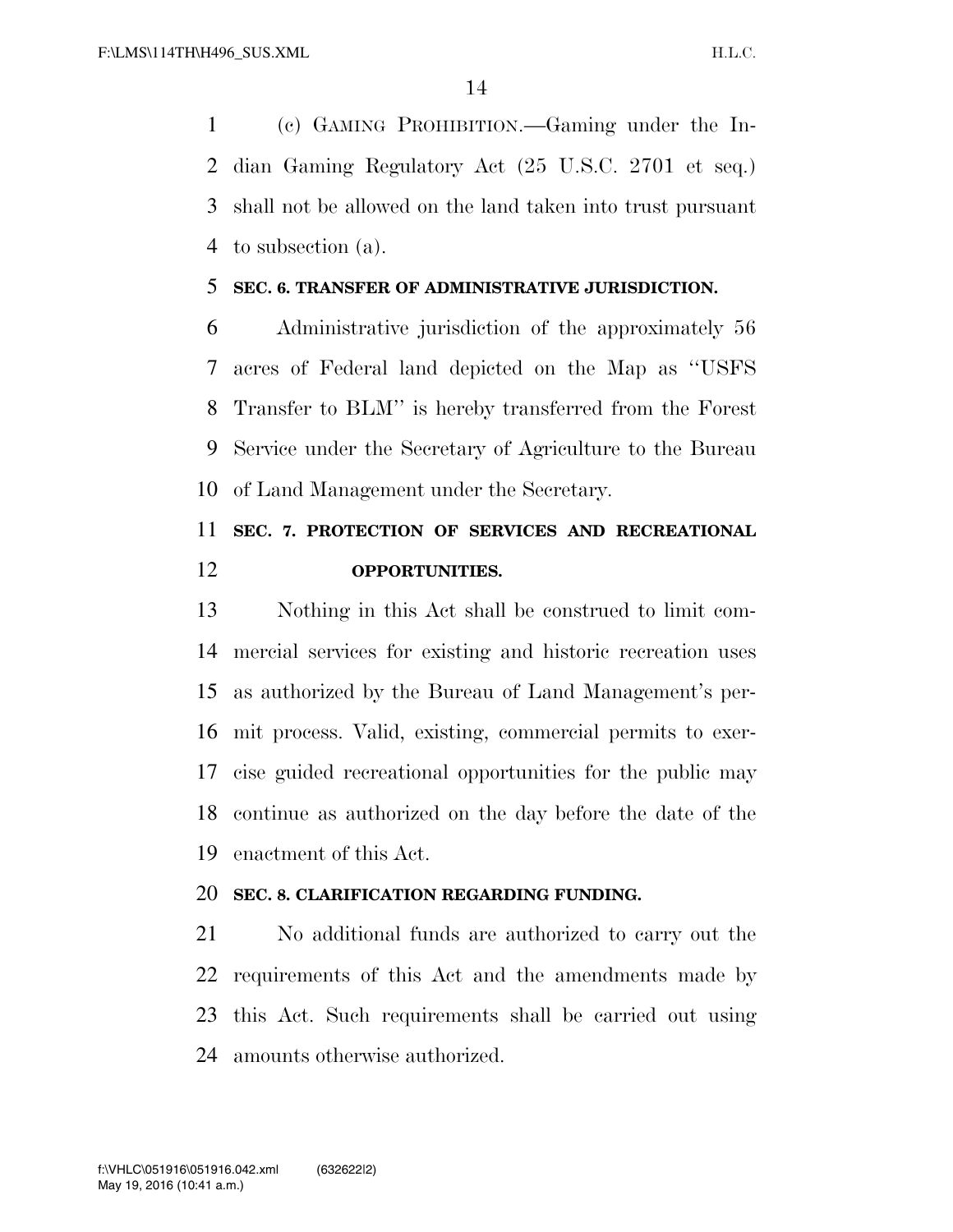(c) GAMING PROHIBITION.—Gaming under the Indian Gaming Regulatory Act (25 U.S.C. 2701 et seq.) shall not be allowed on the land taken into trust pursuant to subsection (a).

**SEC. 6. TRANSFER OF ADMINISTRATIVE JURISDICTION.**

Administrative jurisdiction of the approximately 56 acres of Federal land depicted on the Map as ''USFS Transfer to BLM'' is hereby transferred from the Forest Service under the Secretary of Agriculture to the Bureau of Land Management under the Secretary.

**SEC. 7. PROTECTION OF SERVICES AND RECREATIONAL OPPORTUNITIES.**

Nothing in this Act shall be construed to limit commercial services for existing and historic recreation uses as authorized by the Bureau of Land Management's permit process. Valid, existing, commercial permits to exercise guided recreational opportunities for the public may continue as authorized on the day before the date of the enactment of this Act.

**SEC. 8. CLARIFICATION REGARDING FUNDING.**

No additional funds are authorized to carry out the requirements of this Act and the amendments made by this Act. Such requirements shall be carried out using amounts otherwise authorized.